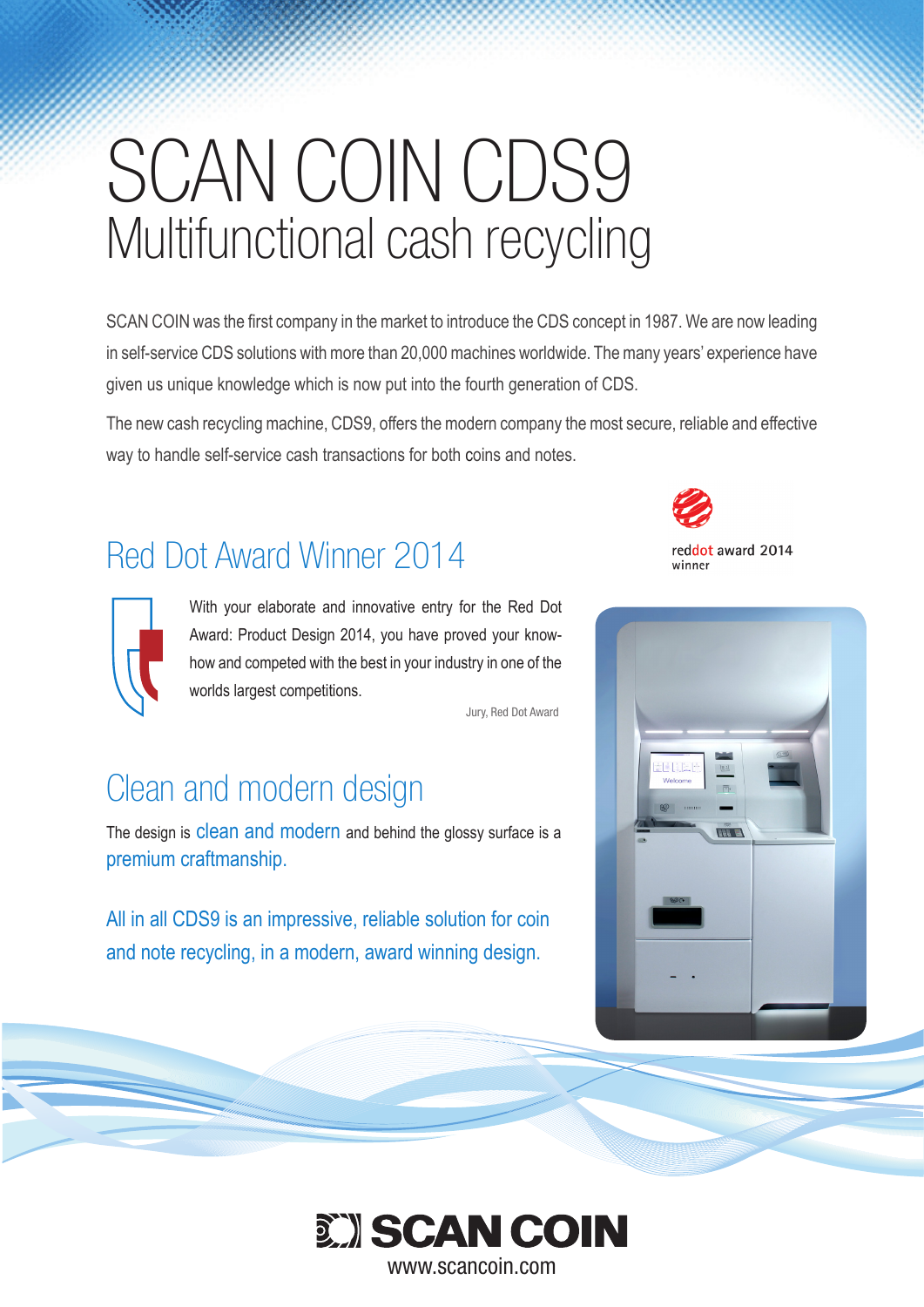# SCAN COIN CDS9

## Multifunctional cash recycling

SCAN COIN was the first company in the market to introduce the CDS concept in 1987. We are now leading in self-service CDS solutions with more than 20,000 machines worldwide. The many years' experience have given us unique knowledge which is now put into the fourth generation of CDS.

The new cash recycling machine, CDS9, offers the modern company the most secure, reliable and effective way to handle self-service cash transactions for both coins and notes.

reddot award 2014 winner

## Red Dot Award Winner 2014

With your elaborate and innovative entry for the Red Dot Award: Product Design 2014, you have proved your know-how and competed with the best in your industry in one of the worlds largest competitions.

Jury, Red Dot Award

## Clean and modern design

The design is clean and modern and behind the glossy surface is a premium craftmanship.

All in all CDS9 is an impressive, reliable solution for coin and note recycling, in a modern, award winning design.

SCAN COIN

www.scancoin.com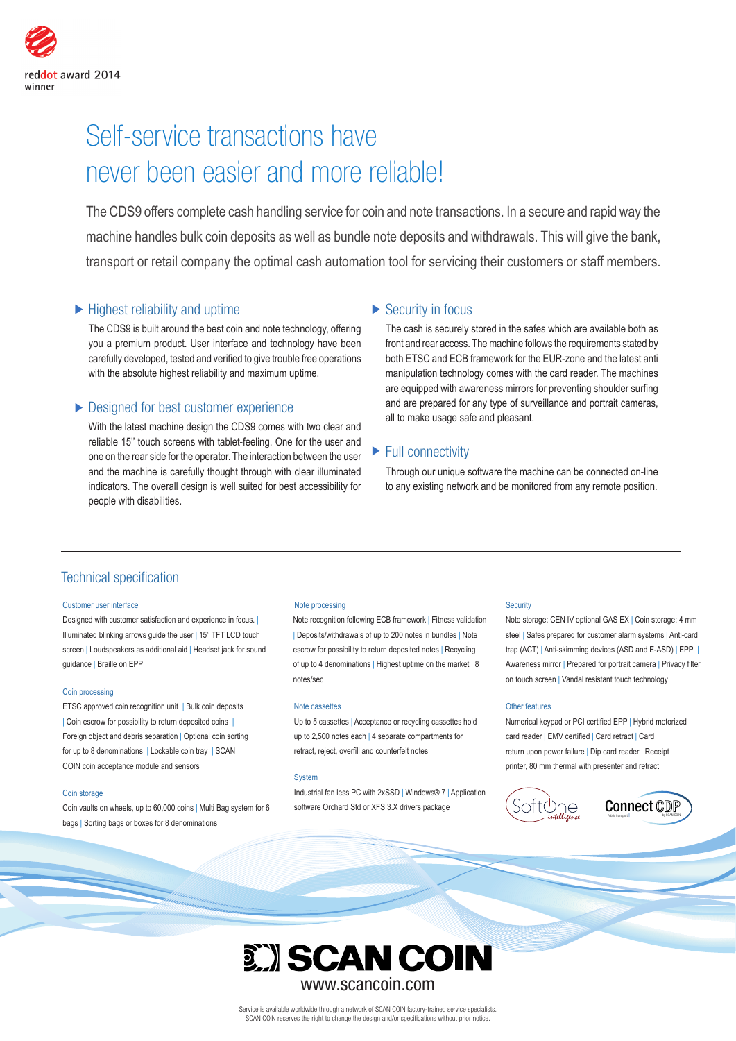reddot award 2014
winner

# Self-service transactions have never been easier and more reliable!

The CDS9 offers complete cash handling service for coin and note transactions. In a secure and rapid way the machine handles bulk coin deposits as well as bundle note deposits and withdrawals. This will give the bank, transport or retail company the optimal cash automation tool for servicing their customers or staff members.

### Highest reliability and uptime

The CDS9 is built around the best coin and note technology, offering you a premium product. User interface and technology have been carefully developed, tested and verified to give trouble free operations with the absolute highest reliability and maximum uptime.

### Designed for best customer experience

With the latest machine design the CDS9 comes with two clear and reliable 15'' touch screens with tablet-feeling. One for the user and one on the rear side for the operator. The interaction between the user and the machine is carefully thought through with clear illuminated indicators. The overall design is well suited for best accessibility for people with disabilities.

### Security in focus

The cash is securely stored in the safes which are available both as front and rear access. The machine follows the requirements stated by both ETSC and ECB framework for the EUR-zone and the latest anti manipulation technology comes with the card reader. The machines are equipped with awareness mirrors for preventing shoulder surfing and are prepared for any type of surveillance and portrait cameras, all to make usage safe and pleasant.

### Full connectivity

Through our unique software the machine can be connected on-line to any existing network and be monitored from any remote position.

## Technical specification

#### Customer user interface

Designed with customer satisfaction and experience in focus. | Illuminated blinking arrows guide the user | 15'' TFT LCD touch screen | Loudspeakers as additional aid | Headset jack for sound guidance | Braille on EPP

#### Coin processing

ETSC approved coin recognition unit | Bulk coin deposits | Coin escrow for possibility to return deposited coins | Foreign object and debris separation | Optional coin sorting for up to 8 denominations | Lockable coin tray | SCAN COIN coin acceptance module and sensors

#### Coin storage

Coin vaults on wheels, up to 60,000 coins | Multi Bag system for 6 bags | Sorting bags or boxes for 8 denominations

#### Note processing

Note recognition following ECB framework | Fitness validation | Deposits/withdrawals of up to 200 notes in bundles | Note escrow for possibility to return deposited notes | Recycling of up to 4 denominations | Highest uptime on the market | 8 notes/sec

#### Note cassettes

Up to 5 cassettes | Acceptance or recycling cassettes hold up to 2,500 notes each | 4 separate compartments for retract, reject, overfill and counterfeit notes

#### System

Industrial fan less PC with 2xSSD | Windows® 7 | Application software Orchard Std or XFS 3.X drivers package

#### Security

Note storage: CEN IV optional GAS EX | Coin storage: 4 mm steel | Safes prepared for customer alarm systems | Anti-card trap (ACT) | Anti-skimming devices (ASD and E-ASD) | EPP | Awareness mirror | Prepared for portrait camera | Privacy filter on touch screen | Vandal resistant touch technology

#### Other features

Numerical keypad or PCI certified EPP | Hybrid motorized card reader | EMV certified | Card retract | Card return upon power failure | Dip card reader | Receipt printer, 80 mm thermal with presenter and retract

SoftOne intelligence

Connect CDP

SCAN COIN
www.scancoin.com

Service is available worldwide through a network of SCAN COIN factory-trained service specialists.
SCAN COIN reserves the right to change the design and/or specifications without prior notice.